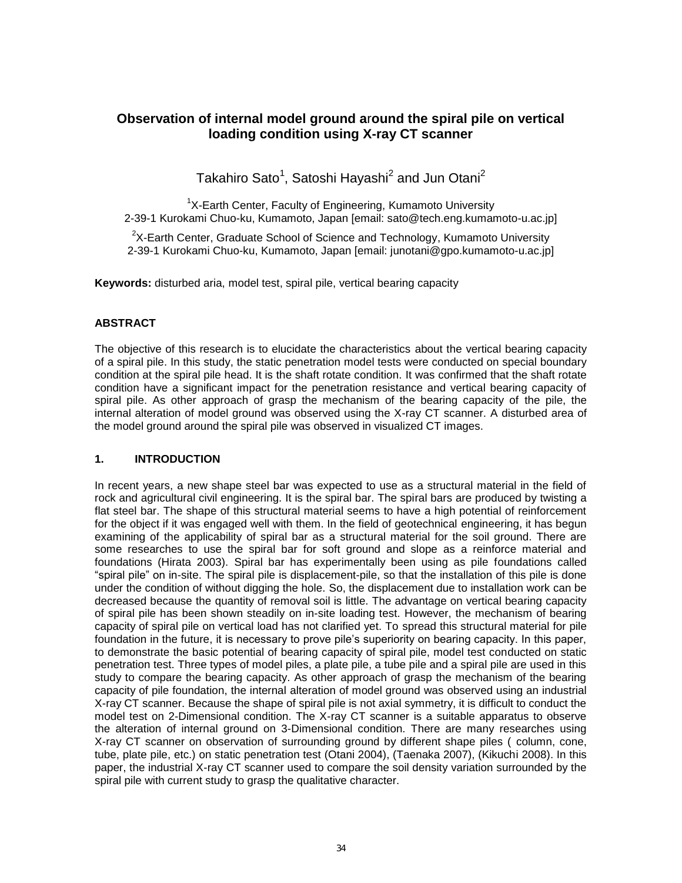# Observation of internal model ground around the spiral pile on vertical loading condition using X-ray CT scanner

Takahiro Sato[1], Satoshi Hayashi[2] and Jun Otani[2]

[1]X-Earth Center, Faculty of Engineering, Kumamoto University
2-39-1 Kurokami Chuo-ku, Kumamoto, Japan [email: sato@tech.eng.kumamoto-u.ac.jp]

[2]X-Earth Center, Graduate School of Science and Technology, Kumamoto University
2-39-1 Kurokami Chuo-ku, Kumamoto, Japan [email: junotani@gpo.kumamoto-u.ac.jp]

**Keywords:** disturbed aria, model test, spiral pile, vertical bearing capacity

## ABSTRACT

The objective of this research is to elucidate the characteristics about the vertical bearing capacity of a spiral pile. In this study, the static penetration model tests were conducted on special boundary condition at the spiral pile head. It is the shaft rotate condition. It was confirmed that the shaft rotate condition have a significant impact for the penetration resistance and vertical bearing capacity of spiral pile. As other approach of grasp the mechanism of the bearing capacity of the pile, the internal alteration of model ground was observed using the X-ray CT scanner. A disturbed area of the model ground around the spiral pile was observed in visualized CT images.

## 1. INTRODUCTION

In recent years, a new shape steel bar was expected to use as a structural material in the field of rock and agricultural civil engineering. It is the spiral bar. The spiral bars are produced by twisting a flat steel bar. The shape of this structural material seems to have a high potential of reinforcement for the object if it was engaged well with them. In the field of geotechnical engineering, it has begun examining of the applicability of spiral bar as a structural material for the soil ground. There are some researches to use the spiral bar for soft ground and slope as a reinforce material and foundations (Hirata 2003). Spiral bar has experimentally been using as pile foundations called "spiral pile" on in-site. The spiral pile is displacement-pile, so that the installation of this pile is done under the condition of without digging the hole. So, the displacement due to installation work can be decreased because the quantity of removal soil is little. The advantage on vertical bearing capacity of spiral pile has been shown steadily on in-site loading test. However, the mechanism of bearing capacity of spiral pile on vertical load has not clarified yet. To spread this structural material for pile foundation in the future, it is necessary to prove pile's superiority on bearing capacity. In this paper, to demonstrate the basic potential of bearing capacity of spiral pile, model test conducted on static penetration test. Three types of model piles, a plate pile, a tube pile and a spiral pile are used in this study to compare the bearing capacity. As other approach of grasp the mechanism of the bearing capacity of pile foundation, the internal alteration of model ground was observed using an industrial X-ray CT scanner. Because the shape of spiral pile is not axial symmetry, it is difficult to conduct the model test on 2-Dimensional condition. The X-ray CT scanner is a suitable apparatus to observe the alteration of internal ground on 3-Dimensional condition. There are many researches using X-ray CT scanner on observation of surrounding ground by different shape piles ( column, cone, tube, plate pile, etc.) on static penetration test (Otani 2004), (Taenaka 2007), (Kikuchi 2008). In this paper, the industrial X-ray CT scanner used to compare the soil density variation surrounded by the spiral pile with current study to grasp the qualitative character.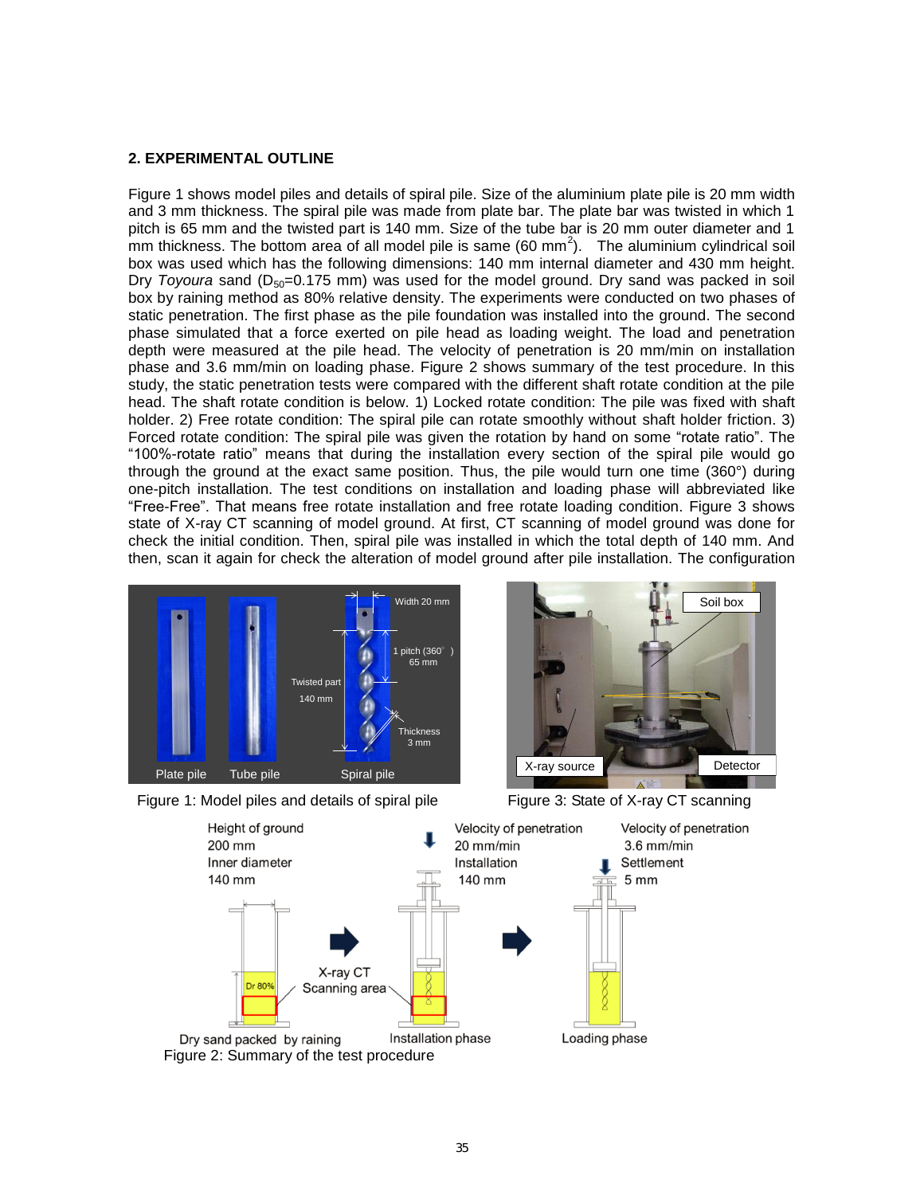## 2. EXPERIMENTAL OUTLINE

Figure 1 shows model piles and details of spiral pile. Size of the aluminium plate pile is 20 mm width and 3 mm thickness. The spiral pile was made from plate bar. The plate bar was twisted in which 1 pitch is 65 mm and the twisted part is 140 mm. Size of the tube bar is 20 mm outer diameter and 1 mm thickness. The bottom area of all model pile is same (60 mm$^2$). The aluminium cylindrical soil box was used which has the following dimensions: 140 mm internal diameter and 430 mm height. Dry *Toyoura* sand ($D_{50}$=0.175 mm) was used for the model ground. Dry sand was packed in soil box by raining method as 80% relative density. The experiments were conducted on two phases of static penetration. The first phase as the pile foundation was installed into the ground. The second phase simulated that a force exerted on pile head as loading weight. The load and penetration depth were measured at the pile head. The velocity of penetration is 20 mm/min on installation phase and 3.6 mm/min on loading phase. Figure 2 shows summary of the test procedure. In this study, the static penetration tests were compared with the different shaft rotate condition at the pile head. The shaft rotate condition is below. 1) Locked rotate condition: The pile was fixed with shaft holder. 2) Free rotate condition: The spiral pile can rotate smoothly without shaft holder friction. 3) Forced rotate condition: The spiral pile was given the rotation by hand on some "rotate ratio". The "100%-rotate ratio" means that during the installation every section of the spiral pile would go through the ground at the exact same position. Thus, the pile would turn one time (360°) during one-pitch installation. The test conditions on installation and loading phase will abbreviated like "Free-Free". That means free rotate installation and free rotate loading condition. Figure 3 shows state of X-ray CT scanning of model ground. At first, CT scanning of model ground was done for check the initial condition. Then, spiral pile was installed in which the total depth of 140 mm. And then, scan it again for check the alteration of model ground after pile installation. The configuration

Figure 1: Model piles and details of spiral pile

Figure 3: State of X-ray CT scanning

Figure 2: Summary of the test procedure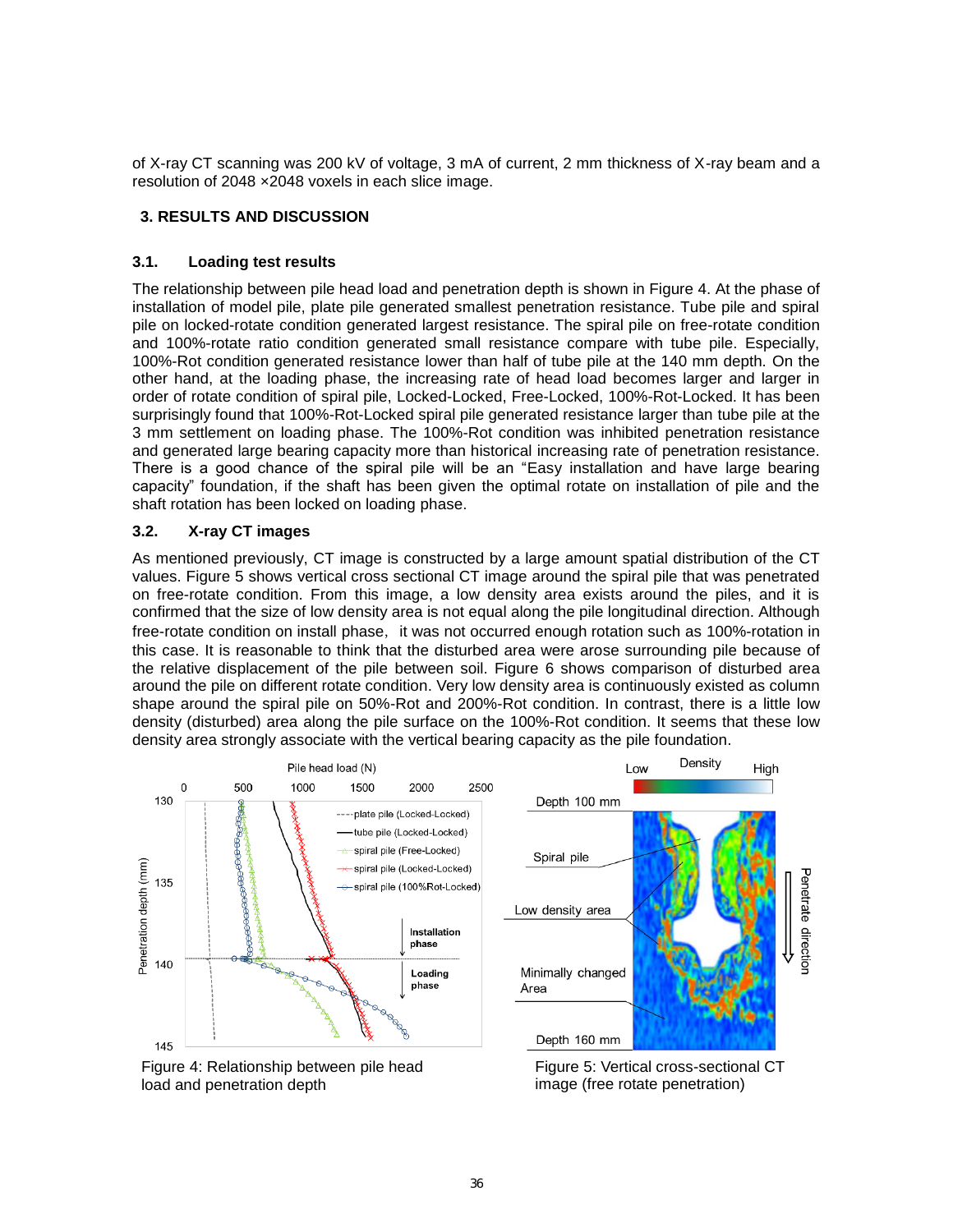of X-ray CT scanning was 200 kV of voltage, 3 mA of current, 2 mm thickness of X-ray beam and a resolution of 2048 ×2048 voxels in each slice image.

## 3. RESULTS AND DISCUSSION

### 3.1. Loading test results

The relationship between pile head load and penetration depth is shown in Figure 4. At the phase of installation of model pile, plate pile generated smallest penetration resistance. Tube pile and spiral pile on locked-rotate condition generated largest resistance. The spiral pile on free-rotate condition and 100%-rotate ratio condition generated small resistance compare with tube pile. Especially, 100%-Rot condition generated resistance lower than half of tube pile at the 140 mm depth. On the other hand, at the loading phase, the increasing rate of head load becomes larger and larger in order of rotate condition of spiral pile, Locked-Locked, Free-Locked, 100%-Rot-Locked. It has been surprisingly found that 100%-Rot-Locked spiral pile generated resistance larger than tube pile at the 3 mm settlement on loading phase. The 100%-Rot condition was inhibited penetration resistance and generated large bearing capacity more than historical increasing rate of penetration resistance. There is a good chance of the spiral pile will be an "Easy installation and have large bearing capacity" foundation, if the shaft has been given the optimal rotate on installation of pile and the shaft rotation has been locked on loading phase.

### 3.2. X-ray CT images

As mentioned previously, CT image is constructed by a large amount spatial distribution of the CT values. Figure 5 shows vertical cross sectional CT image around the spiral pile that was penetrated on free-rotate condition. From this image, a low density area exists around the piles, and it is confirmed that the size of low density area is not equal along the pile longitudinal direction. Although free-rotate condition on install phase, it was not occurred enough rotation such as 100%-rotation in this case. It is reasonable to think that the disturbed area were arose surrounding pile because of the relative displacement of the pile between soil. Figure 6 shows comparison of disturbed area around the pile on different rotate condition. Very low density area is continuously existed as column shape around the spiral pile on 50%-Rot and 200%-Rot condition. In contrast, there is a little low density (disturbed) area along the pile surface on the 100%-Rot condition. It seems that these low density area strongly associate with the vertical bearing capacity as the pile foundation.

Figure 4: Relationship between pile head load and penetration depth

Figure 5: Vertical cross-sectional CT image (free rotate penetration)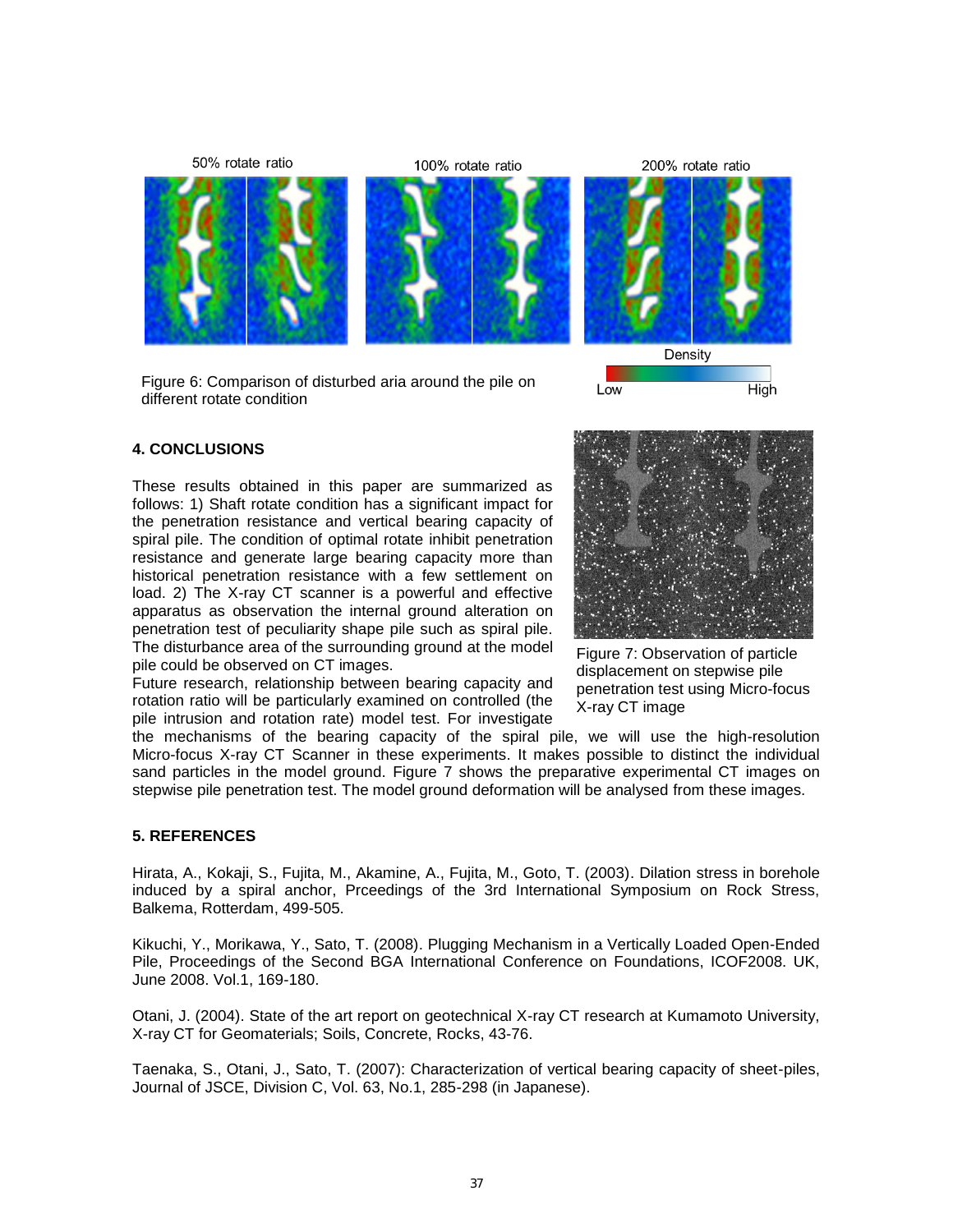50% rotate ratio

100% rotate ratio

200% rotate ratio

Density

Low High

Figure 6: Comparison of disturbed aria around the pile on different rotate condition

## 4. CONCLUSIONS

These results obtained in this paper are summarized as follows: 1) Shaft rotate condition has a significant impact for the penetration resistance and vertical bearing capacity of spiral pile. The condition of optimal rotate inhibit penetration resistance and generate large bearing capacity more than historical penetration resistance with a few settlement on load. 2) The X-ray CT scanner is a powerful and effective apparatus as observation the internal ground alteration on penetration test of peculiarity shape pile such as spiral pile. The disturbance area of the surrounding ground at the model pile could be observed on CT images.

Future research, relationship between bearing capacity and rotation ratio will be particularly examined on controlled (the pile intrusion and rotation rate) model test. For investigate the mechanisms of the bearing capacity of the spiral pile, we will use the high-resolution Micro-focus X-ray CT Scanner in these experiments. It makes possible to distinct the individual sand particles in the model ground. Figure 7 shows the preparative experimental CT images on stepwise pile penetration test. The model ground deformation will be analysed from these images.

Figure 7: Observation of particle displacement on stepwise pile penetration test using Micro-focus X-ray CT image

## 5. REFERENCES

Hirata, A., Kokaji, S., Fujita, M., Akamine, A., Fujita, M., Goto, T. (2003). Dilation stress in borehole induced by a spiral anchor, Prceedings of the 3rd International Symposium on Rock Stress, Balkema, Rotterdam, 499-505.

Kikuchi, Y., Morikawa, Y., Sato, T. (2008). Plugging Mechanism in a Vertically Loaded Open-Ended Pile, Proceedings of the Second BGA International Conference on Foundations, ICOF2008. UK, June 2008. Vol.1, 169-180.

Otani, J. (2004). State of the art report on geotechnical X-ray CT research at Kumamoto University, X-ray CT for Geomaterials; Soils, Concrete, Rocks, 43-76.

Taenaka, S., Otani, J., Sato, T. (2007): Characterization of vertical bearing capacity of sheet-piles, Journal of JSCE, Division C, Vol. 63, No.1, 285-298 (in Japanese).